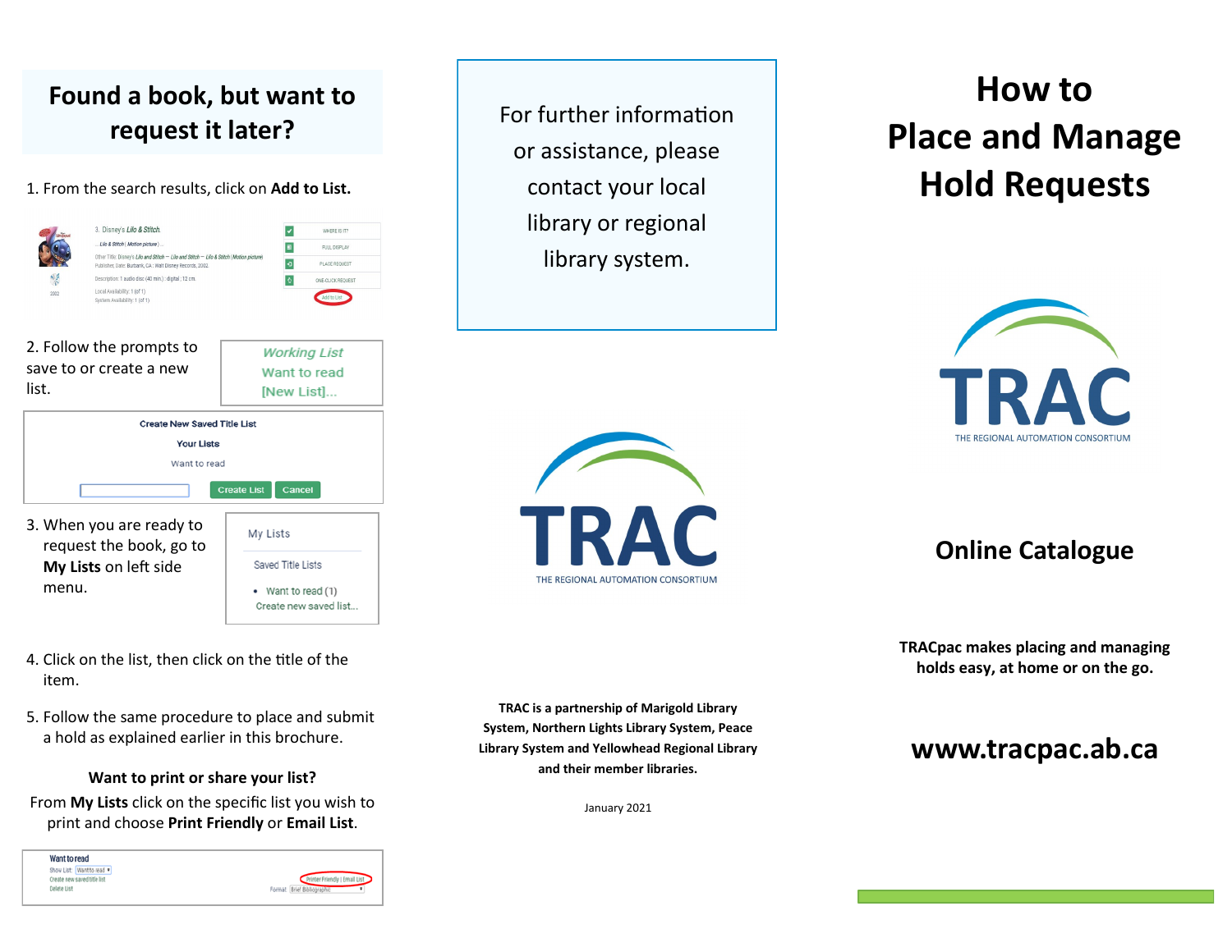## Found a book, but want to request it later?

1. From the search results, click on **Add to List.**

2. Follow the prompts to save to or create a new list.

3. When you are ready to request the book, go to **My Lists** on left side menu.

4. Click on the list, then click on the title of the item.

5. Follow the same procedure to place and submit a hold as explained earlier in this brochure.

**Want to print or share your list?**

From **My Lists** click on the specific list you wish to print and choose **Print Friendly** or **Email List**.

For further information or assistance, please contact your local library or regional library system.

TRAC
THE REGIONAL AUTOMATION CONSORTIUM

**TRAC is a partnership of Marigold Library System, Northern Lights Library System, Peace Library System and Yellowhead Regional Library and their member libraries.**

January 2021

# How to Place and Manage Hold Requests

TRAC
THE REGIONAL AUTOMATION CONSORTIUM

## Online Catalogue

**TRACpac makes placing and managing holds easy, at home or on the go.**

## www.tracpac.ab.ca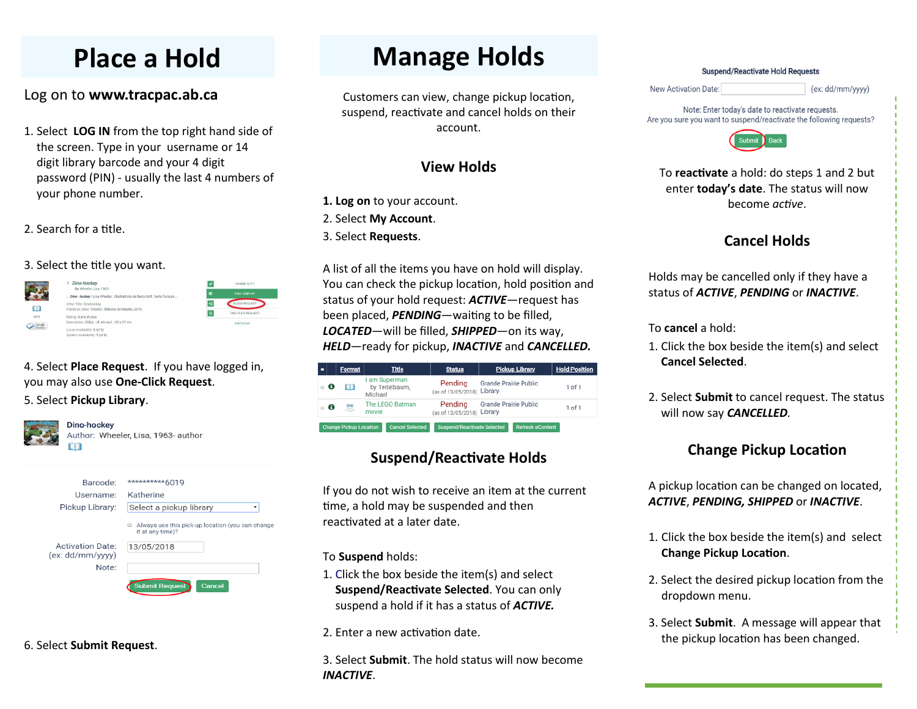# Place a Hold

Log on to **www.tracpac.ab.ca**

1. Select **LOG IN** from the top right hand side of the screen. Type in your username or 14 digit library barcode and your 4 digit password (PIN) - usually the last 4 numbers of your phone number.

2. Search for a title.

3. Select the title you want.

1. Dino-hockey
by Wheeler, Lisa, 1963-
Dino - hockey / Lisa Wheeler ; illustrations de Barry Gott ; texte français ...
2010
Other Title: Dinohockey
Publisher, Date: Toronto : Éditions Scholastic, 2010.
Rating: 4 ans et plus
Description: [32] p. : ill. en coul. ; 23 x 27 cm.
Local Availability: 5 (of 8)
System Availability: 5 (of 8)

WHERE IS IT?
FULL DISPLAY
PLACE REQUEST
ONE-CLICK REQUEST
Add to List

4. Select **Place Request**. If you have logged in, you may also use **One-Click Request**.

5. Select **Pickup Library**.

Dino-hockey
Author: Wheeler, Lisa, 1963- author

Barcode: **********6019
Username: Katherine
Pickup Library: Select a pickup library
Always use this pick-up location (you can change it at any time)?
Activation Date: (ex: dd/mm/yyyy) 13/05/2018
Note:
Submit Request | Cancel

6. Select **Submit Request**.

# Manage Holds

Customers can view, change pickup location, suspend, reactivate and cancel holds on their account.

## View Holds

**1. Log on** to your account.

2. Select **My Account**.

3. Select **Requests**.

A list of all the items you have on hold will display. You can check the pickup location, hold position and status of your hold request: ***ACTIVE***—request has been placed, ***PENDING***—waiting to be filled, ***LOCATED***—will be filled, ***SHIPPED***—on its way, ***HELD***—ready for pickup, ***INACTIVE*** and ***CANCELLED.***

| | | Format | Title | Status | Pickup Library | Hold Position |
|---|---|---|---|---|---|---|
| | | | I am Superman by Teitelbaum, Michael | Pending (as of 13/05/2018) | Grande Prairie Public Library | 1 of 1 |
| | | DVD | The LEGO Batman movie | Pending (as of 13/05/2018) | Grande Prairie Public Library | 1 of 1 |

Change Pickup Location | Cancel Selected | Suspend/Reactivate Selected | Refresh eContent

## Suspend/Reactivate Holds

If you do not wish to receive an item at the current time, a hold may be suspended and then reactivated at a later date.

To **Suspend** holds:

1. Click the box beside the item(s) and select **Suspend/Reactivate Selected**. You can only suspend a hold if it has a status of ***ACTIVE.***

2. Enter a new activation date.

3. Select **Submit**. The hold status will now become ***INACTIVE***.

Suspend/Reactivate Hold Requests
New Activation Date: (ex: dd/mm/yyyy)
Note: Enter today's date to reactivate requests.
Are you sure you want to suspend/reactivate the following requests?
Submit | Back

To **reactivate** a hold: do steps 1 and 2 but enter **today's date**. The status will now become *active*.

## Cancel Holds

Holds may be cancelled only if they have a status of ***ACTIVE***, ***PENDING*** or ***INACTIVE***.

To **cancel** a hold:

1. Click the box beside the item(s) and select **Cancel Selected**.

2. Select **Submit** to cancel request. The status will now say ***CANCELLED***.

## Change Pickup Location

A pickup location can be changed on located, ***ACTIVE***, ***PENDING, SHIPPED*** or ***INACTIVE***.

1. Click the box beside the item(s) and select **Change Pickup Location**.

2. Select the desired pickup location from the dropdown menu.

3. Select **Submit**. A message will appear that the pickup location has been changed.